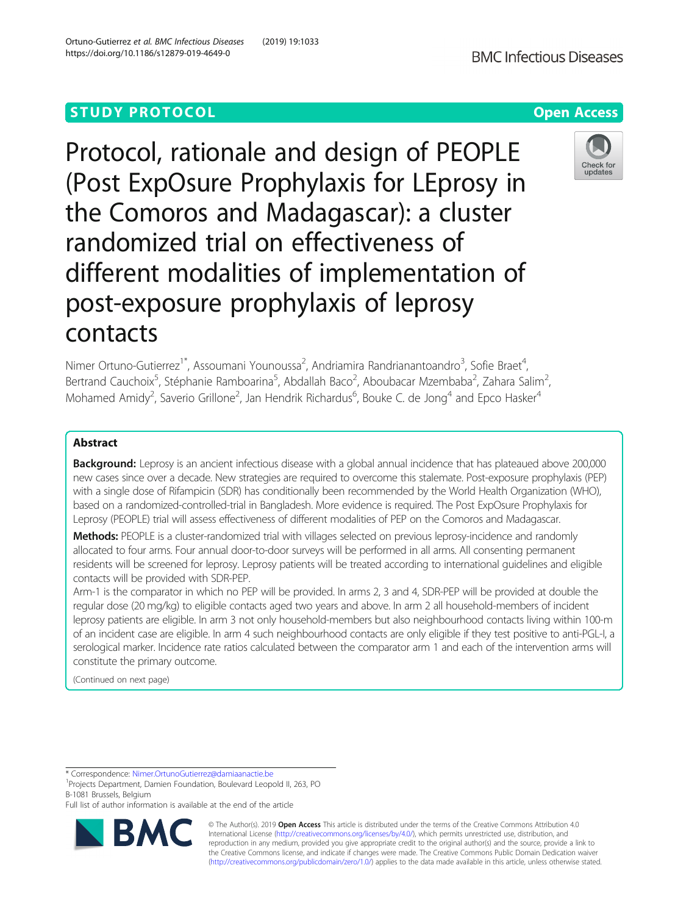STUDY PROTOCOL

Open Access

# Protocol, rationale and design of PEOPLE (Post ExpOsure Prophylaxis for LEprosy in the Comoros and Madagascar): a cluster randomized trial on effectiveness of different modalities of implementation of post-exposure prophylaxis of leprosy contacts

Nimer Ortuno-Gutierrez[1*], Assoumani Younoussa[2], Andriamira Randrianantoandro[3], Sofie Braet[4], Bertrand Cauchoix[5], Stéphanie Ramboarina[5], Abdallah Baco[2], Aboubacar Mzembaba[2], Zahara Salim[2], Mohamed Amidy[2], Saverio Grillone[2], Jan Hendrik Richardus[6], Bouke C. de Jong[4] and Epco Hasker[4]

## Abstract

**Background:** Leprosy is an ancient infectious disease with a global annual incidence that has plateaued above 200,000 new cases since over a decade. New strategies are required to overcome this stalemate. Post-exposure prophylaxis (PEP) with a single dose of Rifampicin (SDR) has conditionally been recommended by the World Health Organization (WHO), based on a randomized-controlled-trial in Bangladesh. More evidence is required. The Post ExpOsure Prophylaxis for Leprosy (PEOPLE) trial will assess effectiveness of different modalities of PEP on the Comoros and Madagascar.

**Methods:** PEOPLE is a cluster-randomized trial with villages selected on previous leprosy-incidence and randomly allocated to four arms. Four annual door-to-door surveys will be performed in all arms. All consenting permanent residents will be screened for leprosy. Leprosy patients will be treated according to international guidelines and eligible contacts will be provided with SDR-PEP.

Arm-1 is the comparator in which no PEP will be provided. In arms 2, 3 and 4, SDR-PEP will be provided at double the regular dose (20 mg/kg) to eligible contacts aged two years and above. In arm 2 all household-members of incident leprosy patients are eligible. In arm 3 not only household-members but also neighbourhood contacts living within 100-m of an incident case are eligible. In arm 4 such neighbourhood contacts are only eligible if they test positive to anti-PGL-I, a serological marker. Incidence rate ratios calculated between the comparator arm 1 and each of the intervention arms will constitute the primary outcome.

(Continued on next page)

* Correspondence: Nimer.OrtunoGutierrez@damiaanactie.be
[1]Projects Department, Damien Foundation, Boulevard Leopold II, 263, PO B-1081 Brussels, Belgium
Full list of author information is available at the end of the article

© The Author(s). 2019 **Open Access** This article is distributed under the terms of the Creative Commons Attribution 4.0 International License (http://creativecommons.org/licenses/by/4.0/), which permits unrestricted use, distribution, and reproduction in any medium, provided you give appropriate credit to the original author(s) and the source, provide a link to the Creative Commons license, and indicate if changes were made. The Creative Commons Public Domain Dedication waiver (http://creativecommons.org/publicdomain/zero/1.0/) applies to the data made available in this article, unless otherwise stated.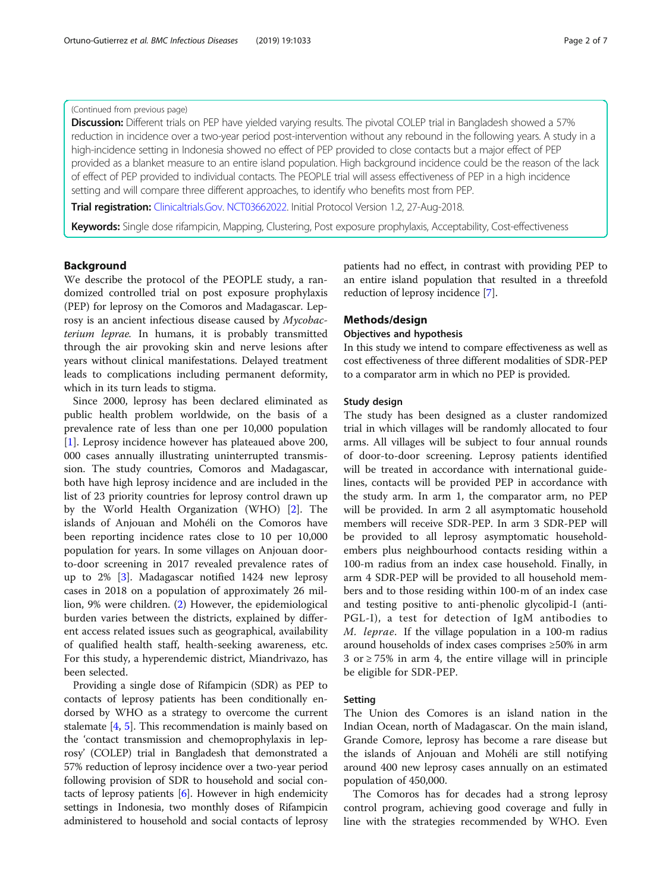(Continued from previous page)

**Discussion:** Different trials on PEP have yielded varying results. The pivotal COLEP trial in Bangladesh showed a 57% reduction in incidence over a two-year period post-intervention without any rebound in the following years. A study in a high-incidence setting in Indonesia showed no effect of PEP provided to close contacts but a major effect of PEP provided as a blanket measure to an entire island population. High background incidence could be the reason of the lack of effect of PEP provided to individual contacts. The PEOPLE trial will assess effectiveness of PEP in a high incidence setting and will compare three different approaches, to identify who benefits most from PEP.

**Trial registration:** Clinicaltrials.Gov. NCT03662022. Initial Protocol Version 1.2, 27-Aug-2018.

**Keywords:** Single dose rifampicin, Mapping, Clustering, Post exposure prophylaxis, Acceptability, Cost-effectiveness

## Background

We describe the protocol of the PEOPLE study, a randomized controlled trial on post exposure prophylaxis (PEP) for leprosy on the Comoros and Madagascar. Leprosy is an ancient infectious disease caused by *Mycobacterium leprae*. In humans, it is probably transmitted through the air provoking skin and nerve lesions after years without clinical manifestations. Delayed treatment leads to complications including permanent deformity, which in its turn leads to stigma.

Since 2000, leprosy has been declared eliminated as public health problem worldwide, on the basis of a prevalence rate of less than one per 10,000 population [1]. Leprosy incidence however has plateaued above 200, 000 cases annually illustrating uninterrupted transmission. The study countries, Comoros and Madagascar, both have high leprosy incidence and are included in the list of 23 priority countries for leprosy control drawn up by the World Health Organization (WHO) [2]. The islands of Anjouan and Mohéli on the Comoros have been reporting incidence rates close to 10 per 10,000 population for years. In some villages on Anjouan door-to-door screening in 2017 revealed prevalence rates of up to 2% [3]. Madagascar notified 1424 new leprosy cases in 2018 on a population of approximately 26 million, 9% were children. (2) However, the epidemiological burden varies between the districts, explained by different access related issues such as geographical, availability of qualified health staff, health-seeking awareness, etc. For this study, a hyperendemic district, Miandrivazo, has been selected.

Providing a single dose of Rifampicin (SDR) as PEP to contacts of leprosy patients has been conditionally endorsed by WHO as a strategy to overcome the current stalemate [4, 5]. This recommendation is mainly based on the 'contact transmission and chemoprophylaxis in leprosy' (COLEP) trial in Bangladesh that demonstrated a 57% reduction of leprosy incidence over a two-year period following provision of SDR to household and social contacts of leprosy patients [6]. However in high endemicity settings in Indonesia, two monthly doses of Rifampicin administered to household and social contacts of leprosy patients had no effect, in contrast with providing PEP to an entire island population that resulted in a threefold reduction of leprosy incidence [7].

## Methods/design

### Objectives and hypothesis

In this study we intend to compare effectiveness as well as cost effectiveness of three different modalities of SDR-PEP to a comparator arm in which no PEP is provided.

### Study design

The study has been designed as a cluster randomized trial in which villages will be randomly allocated to four arms. All villages will be subject to four annual rounds of door-to-door screening. Leprosy patients identified will be treated in accordance with international guidelines, contacts will be provided PEP in accordance with the study arm. In arm 1, the comparator arm, no PEP will be provided. In arm 2 all asymptomatic household members will receive SDR-PEP. In arm 3 SDR-PEP will be provided to all leprosy asymptomatic household-embers plus neighbourhood contacts residing within a 100-m radius from an index case household. Finally, in arm 4 SDR-PEP will be provided to all household members and to those residing within 100-m of an index case and testing positive to anti-phenolic glycolipid-I (anti-PGL-I), a test for detection of IgM antibodies to *M. leprae*. If the village population in a 100-m radius around households of index cases comprises ≥50% in arm 3 or ≥ 75% in arm 4, the entire village will in principle be eligible for SDR-PEP.

### Setting

The Union des Comores is an island nation in the Indian Ocean, north of Madagascar. On the main island, Grande Comore, leprosy has become a rare disease but the islands of Anjouan and Mohéli are still notifying around 400 new leprosy cases annually on an estimated population of 450,000.

The Comoros has for decades had a strong leprosy control program, achieving good coverage and fully in line with the strategies recommended by WHO. Even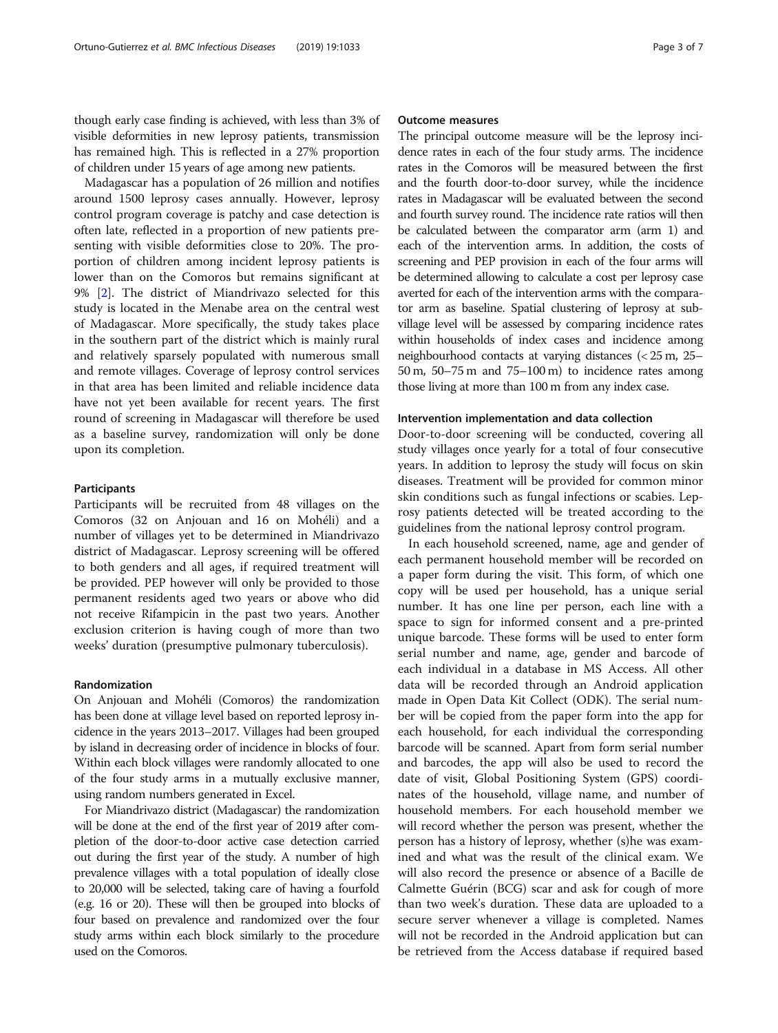though early case finding is achieved, with less than 3% of visible deformities in new leprosy patients, transmission has remained high. This is reflected in a 27% proportion of children under 15 years of age among new patients.

Madagascar has a population of 26 million and notifies around 1500 leprosy cases annually. However, leprosy control program coverage is patchy and case detection is often late, reflected in a proportion of new patients presenting with visible deformities close to 20%. The proportion of children among incident leprosy patients is lower than on the Comoros but remains significant at 9% [2]. The district of Miandrivazo selected for this study is located in the Menabe area on the central west of Madagascar. More specifically, the study takes place in the southern part of the district which is mainly rural and relatively sparsely populated with numerous small and remote villages. Coverage of leprosy control services in that area has been limited and reliable incidence data have not yet been available for recent years. The first round of screening in Madagascar will therefore be used as a baseline survey, randomization will only be done upon its completion.

### Participants

Participants will be recruited from 48 villages on the Comoros (32 on Anjouan and 16 on Mohéli) and a number of villages yet to be determined in Miandrivazo district of Madagascar. Leprosy screening will be offered to both genders and all ages, if required treatment will be provided. PEP however will only be provided to those permanent residents aged two years or above who did not receive Rifampicin in the past two years. Another exclusion criterion is having cough of more than two weeks' duration (presumptive pulmonary tuberculosis).

### Randomization

On Anjouan and Mohéli (Comoros) the randomization has been done at village level based on reported leprosy incidence in the years 2013–2017. Villages had been grouped by island in decreasing order of incidence in blocks of four. Within each block villages were randomly allocated to one of the four study arms in a mutually exclusive manner, using random numbers generated in Excel.

For Miandrivazo district (Madagascar) the randomization will be done at the end of the first year of 2019 after completion of the door-to-door active case detection carried out during the first year of the study. A number of high prevalence villages with a total population of ideally close to 20,000 will be selected, taking care of having a fourfold (e.g. 16 or 20). These will then be grouped into blocks of four based on prevalence and randomized over the four study arms within each block similarly to the procedure used on the Comoros.

### Outcome measures

The principal outcome measure will be the leprosy incidence rates in each of the four study arms. The incidence rates in the Comoros will be measured between the first and the fourth door-to-door survey, while the incidence rates in Madagascar will be evaluated between the second and fourth survey round. The incidence rate ratios will then be calculated between the comparator arm (arm 1) and each of the intervention arms. In addition, the costs of screening and PEP provision in each of the four arms will be determined allowing to calculate a cost per leprosy case averted for each of the intervention arms with the comparator arm as baseline. Spatial clustering of leprosy at sub-village level will be assessed by comparing incidence rates within households of index cases and incidence among neighbourhood contacts at varying distances (< 25 m, 25–50 m, 50–75 m and 75–100 m) to incidence rates among those living at more than 100 m from any index case.

### Intervention implementation and data collection

Door-to-door screening will be conducted, covering all study villages once yearly for a total of four consecutive years. In addition to leprosy the study will focus on skin diseases. Treatment will be provided for common minor skin conditions such as fungal infections or scabies. Leprosy patients detected will be treated according to the guidelines from the national leprosy control program.

In each household screened, name, age and gender of each permanent household member will be recorded on a paper form during the visit. This form, of which one copy will be used per household, has a unique serial number. It has one line per person, each line with a space to sign for informed consent and a pre-printed unique barcode. These forms will be used to enter form serial number and name, age, gender and barcode of each individual in a database in MS Access. All other data will be recorded through an Android application made in Open Data Kit Collect (ODK). The serial number will be copied from the paper form into the app for each household, for each individual the corresponding barcode will be scanned. Apart from form serial number and barcodes, the app will also be used to record the date of visit, Global Positioning System (GPS) coordinates of the household, village name, and number of household members. For each household member we will record whether the person was present, whether the person has a history of leprosy, whether (s)he was examined and what was the result of the clinical exam. We will also record the presence or absence of a Bacille de Calmette Guérin (BCG) scar and ask for cough of more than two week's duration. These data are uploaded to a secure server whenever a village is completed. Names will not be recorded in the Android application but can be retrieved from the Access database if required based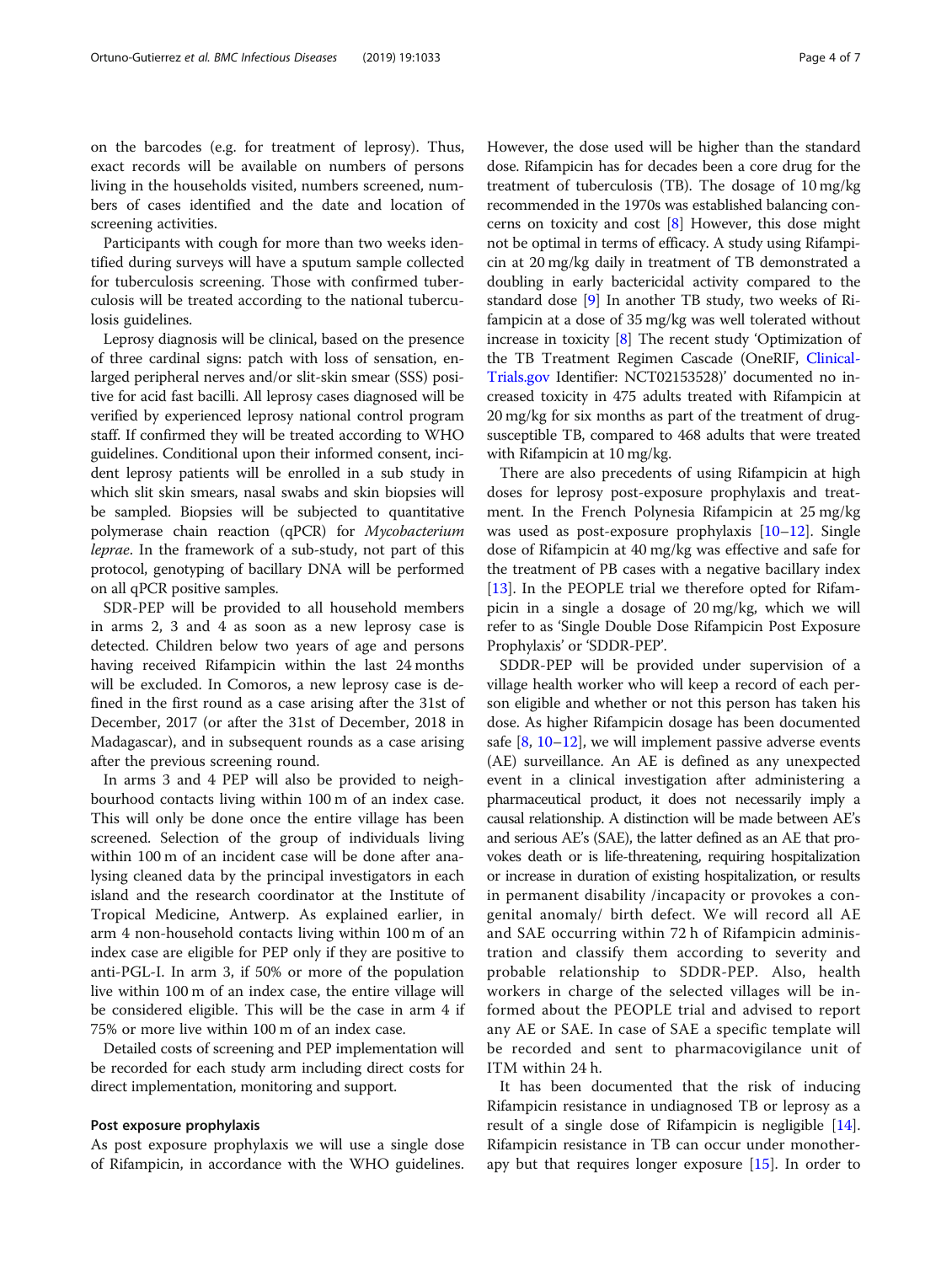on the barcodes (e.g. for treatment of leprosy). Thus, exact records will be available on numbers of persons living in the households visited, numbers screened, numbers of cases identified and the date and location of screening activities.

Participants with cough for more than two weeks identified during surveys will have a sputum sample collected for tuberculosis screening. Those with confirmed tuberculosis will be treated according to the national tuberculosis guidelines.

Leprosy diagnosis will be clinical, based on the presence of three cardinal signs: patch with loss of sensation, enlarged peripheral nerves and/or slit-skin smear (SSS) positive for acid fast bacilli. All leprosy cases diagnosed will be verified by experienced leprosy national control program staff. If confirmed they will be treated according to WHO guidelines. Conditional upon their informed consent, incident leprosy patients will be enrolled in a sub study in which slit skin smears, nasal swabs and skin biopsies will be sampled. Biopsies will be subjected to quantitative polymerase chain reaction (qPCR) for *Mycobacterium leprae*. In the framework of a sub-study, not part of this protocol, genotyping of bacillary DNA will be performed on all qPCR positive samples.

SDR-PEP will be provided to all household members in arms 2, 3 and 4 as soon as a new leprosy case is detected. Children below two years of age and persons having received Rifampicin within the last 24 months will be excluded. In Comoros, a new leprosy case is defined in the first round as a case arising after the 31st of December, 2017 (or after the 31st of December, 2018 in Madagascar), and in subsequent rounds as a case arising after the previous screening round.

In arms 3 and 4 PEP will also be provided to neighbourhood contacts living within 100 m of an index case. This will only be done once the entire village has been screened. Selection of the group of individuals living within 100 m of an incident case will be done after analysing cleaned data by the principal investigators in each island and the research coordinator at the Institute of Tropical Medicine, Antwerp. As explained earlier, in arm 4 non-household contacts living within 100 m of an index case are eligible for PEP only if they are positive to anti-PGL-I. In arm 3, if 50% or more of the population live within 100 m of an index case, the entire village will be considered eligible. This will be the case in arm 4 if 75% or more live within 100 m of an index case.

Detailed costs of screening and PEP implementation will be recorded for each study arm including direct costs for direct implementation, monitoring and support.

### Post exposure prophylaxis

As post exposure prophylaxis we will use a single dose of Rifampicin, in accordance with the WHO guidelines. However, the dose used will be higher than the standard dose. Rifampicin has for decades been a core drug for the treatment of tuberculosis (TB). The dosage of 10 mg/kg recommended in the 1970s was established balancing concerns on toxicity and cost [8] However, this dose might not be optimal in terms of efficacy. A study using Rifampicin at 20 mg/kg daily in treatment of TB demonstrated a doubling in early bactericidal activity compared to the standard dose [9] In another TB study, two weeks of Rifampicin at a dose of 35 mg/kg was well tolerated without increase in toxicity [8] The recent study 'Optimization of the TB Treatment Regimen Cascade (OneRIF, ClinicalTrials.gov Identifier: NCT02153528)' documented no increased toxicity in 475 adults treated with Rifampicin at 20 mg/kg for six months as part of the treatment of drug-susceptible TB, compared to 468 adults that were treated with Rifampicin at 10 mg/kg.

There are also precedents of using Rifampicin at high doses for leprosy post-exposure prophylaxis and treatment. In the French Polynesia Rifampicin at 25 mg/kg was used as post-exposure prophylaxis [10–12]. Single dose of Rifampicin at 40 mg/kg was effective and safe for the treatment of PB cases with a negative bacillary index [13]. In the PEOPLE trial we therefore opted for Rifampicin in a single a dosage of 20 mg/kg, which we will refer to as 'Single Double Dose Rifampicin Post Exposure Prophylaxis' or 'SDDR-PEP'.

SDDR-PEP will be provided under supervision of a village health worker who will keep a record of each person eligible and whether or not this person has taken his dose. As higher Rifampicin dosage has been documented safe [8, 10–12], we will implement passive adverse events (AE) surveillance. An AE is defined as any unexpected event in a clinical investigation after administering a pharmaceutical product, it does not necessarily imply a causal relationship. A distinction will be made between AE's and serious AE's (SAE), the latter defined as an AE that provokes death or is life-threatening, requiring hospitalization or increase in duration of existing hospitalization, or results in permanent disability /incapacity or provokes a congenital anomaly/ birth defect. We will record all AE and SAE occurring within 72 h of Rifampicin administration and classify them according to severity and probable relationship to SDDR-PEP. Also, health workers in charge of the selected villages will be informed about the PEOPLE trial and advised to report any AE or SAE. In case of SAE a specific template will be recorded and sent to pharmacovigilance unit of ITM within 24 h.

It has been documented that the risk of inducing Rifampicin resistance in undiagnosed TB or leprosy as a result of a single dose of Rifampicin is negligible [14]. Rifampicin resistance in TB can occur under monotherapy but that requires longer exposure [15]. In order to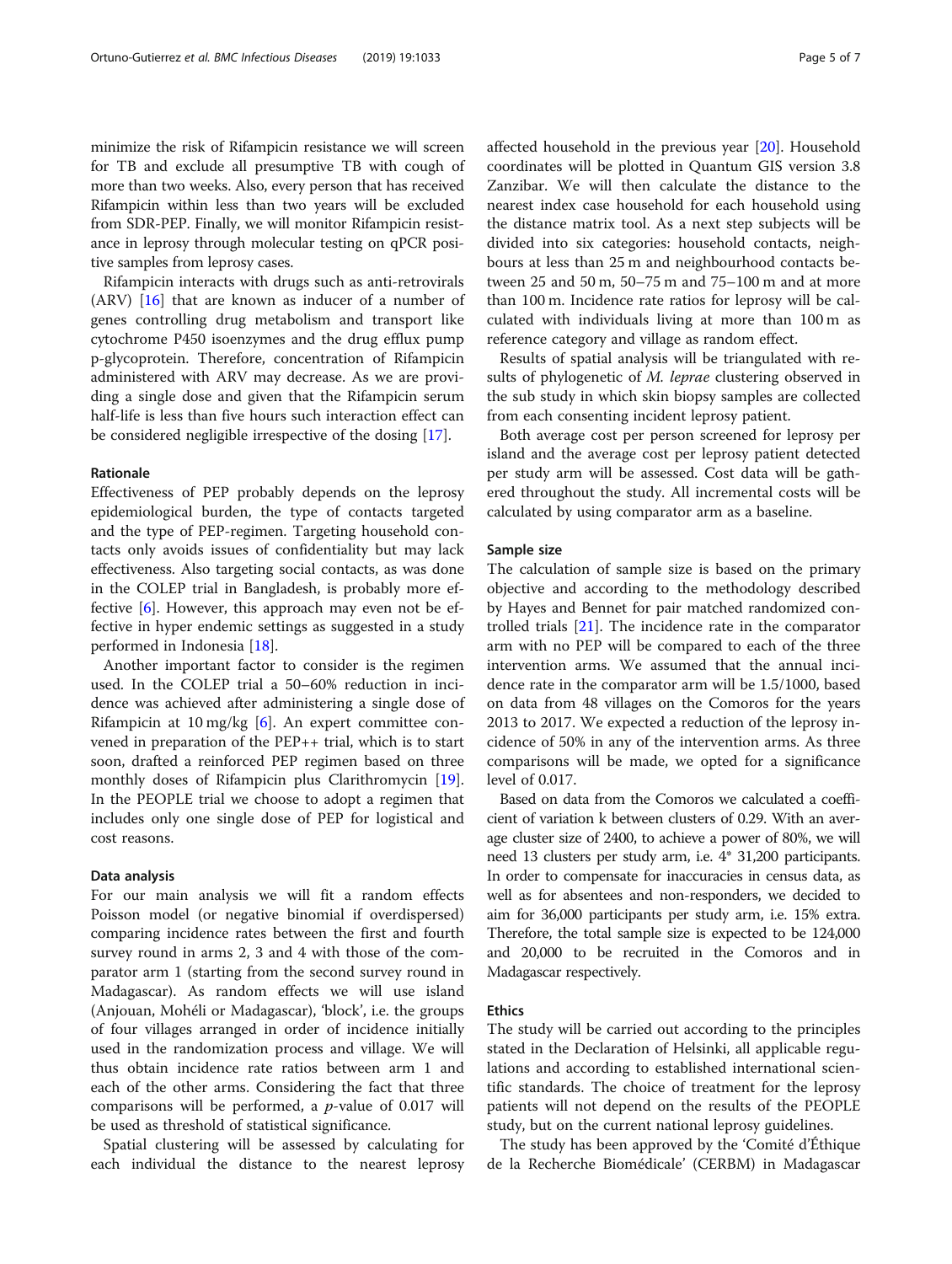minimize the risk of Rifampicin resistance we will screen for TB and exclude all presumptive TB with cough of more than two weeks. Also, every person that has received Rifampicin within less than two years will be excluded from SDR-PEP. Finally, we will monitor Rifampicin resistance in leprosy through molecular testing on qPCR positive samples from leprosy cases.

Rifampicin interacts with drugs such as anti-retrovirals (ARV) [16] that are known as inducer of a number of genes controlling drug metabolism and transport like cytochrome P450 isoenzymes and the drug efflux pump p-glycoprotein. Therefore, concentration of Rifampicin administered with ARV may decrease. As we are providing a single dose and given that the Rifampicin serum half-life is less than five hours such interaction effect can be considered negligible irrespective of the dosing [17].

#### Rationale

Effectiveness of PEP probably depends on the leprosy epidemiological burden, the type of contacts targeted and the type of PEP-regimen. Targeting household contacts only avoids issues of confidentiality but may lack effectiveness. Also targeting social contacts, as was done in the COLEP trial in Bangladesh, is probably more effective [6]. However, this approach may even not be effective in hyper endemic settings as suggested in a study performed in Indonesia [18].

Another important factor to consider is the regimen used. In the COLEP trial a 50–60% reduction in incidence was achieved after administering a single dose of Rifampicin at 10 mg/kg [6]. An expert committee convened in preparation of the PEP++ trial, which is to start soon, drafted a reinforced PEP regimen based on three monthly doses of Rifampicin plus Clarithromycin [19]. In the PEOPLE trial we choose to adopt a regimen that includes only one single dose of PEP for logistical and cost reasons.

#### Data analysis

For our main analysis we will fit a random effects Poisson model (or negative binomial if overdispersed) comparing incidence rates between the first and fourth survey round in arms 2, 3 and 4 with those of the comparator arm 1 (starting from the second survey round in Madagascar). As random effects we will use island (Anjouan, Mohéli or Madagascar), 'block', i.e. the groups of four villages arranged in order of incidence initially used in the randomization process and village. We will thus obtain incidence rate ratios between arm 1 and each of the other arms. Considering the fact that three comparisons will be performed, a *p*-value of 0.017 will be used as threshold of statistical significance.

Spatial clustering will be assessed by calculating for each individual the distance to the nearest leprosy affected household in the previous year [20]. Household coordinates will be plotted in Quantum GIS version 3.8 Zanzibar. We will then calculate the distance to the nearest index case household for each household using the distance matrix tool. As a next step subjects will be divided into six categories: household contacts, neighbours at less than 25 m and neighbourhood contacts between 25 and 50 m, 50–75 m and 75–100 m and at more than 100 m. Incidence rate ratios for leprosy will be calculated with individuals living at more than 100 m as reference category and village as random effect.

Results of spatial analysis will be triangulated with results of phylogenetic of *M. leprae* clustering observed in the sub study in which skin biopsy samples are collected from each consenting incident leprosy patient.

Both average cost per person screened for leprosy per island and the average cost per leprosy patient detected per study arm will be assessed. Cost data will be gathered throughout the study. All incremental costs will be calculated by using comparator arm as a baseline.

#### Sample size

The calculation of sample size is based on the primary objective and according to the methodology described by Hayes and Bennet for pair matched randomized controlled trials [21]. The incidence rate in the comparator arm with no PEP will be compared to each of the three intervention arms. We assumed that the annual incidence rate in the comparator arm will be 1.5/1000, based on data from 48 villages on the Comoros for the years 2013 to 2017. We expected a reduction of the leprosy incidence of 50% in any of the intervention arms. As three comparisons will be made, we opted for a significance level of 0.017.

Based on data from the Comoros we calculated a coefficient of variation k between clusters of 0.29. With an average cluster size of 2400, to achieve a power of 80%, we will need 13 clusters per study arm, i.e. 4* 31,200 participants. In order to compensate for inaccuracies in census data, as well as for absentees and non-responders, we decided to aim for 36,000 participants per study arm, i.e. 15% extra. Therefore, the total sample size is expected to be 124,000 and 20,000 to be recruited in the Comoros and in Madagascar respectively.

#### Ethics

The study will be carried out according to the principles stated in the Declaration of Helsinki, all applicable regulations and according to established international scientific standards. The choice of treatment for the leprosy patients will not depend on the results of the PEOPLE study, but on the current national leprosy guidelines.

The study has been approved by the 'Comité d'Éthique de la Recherche Biomédicale' (CERBM) in Madagascar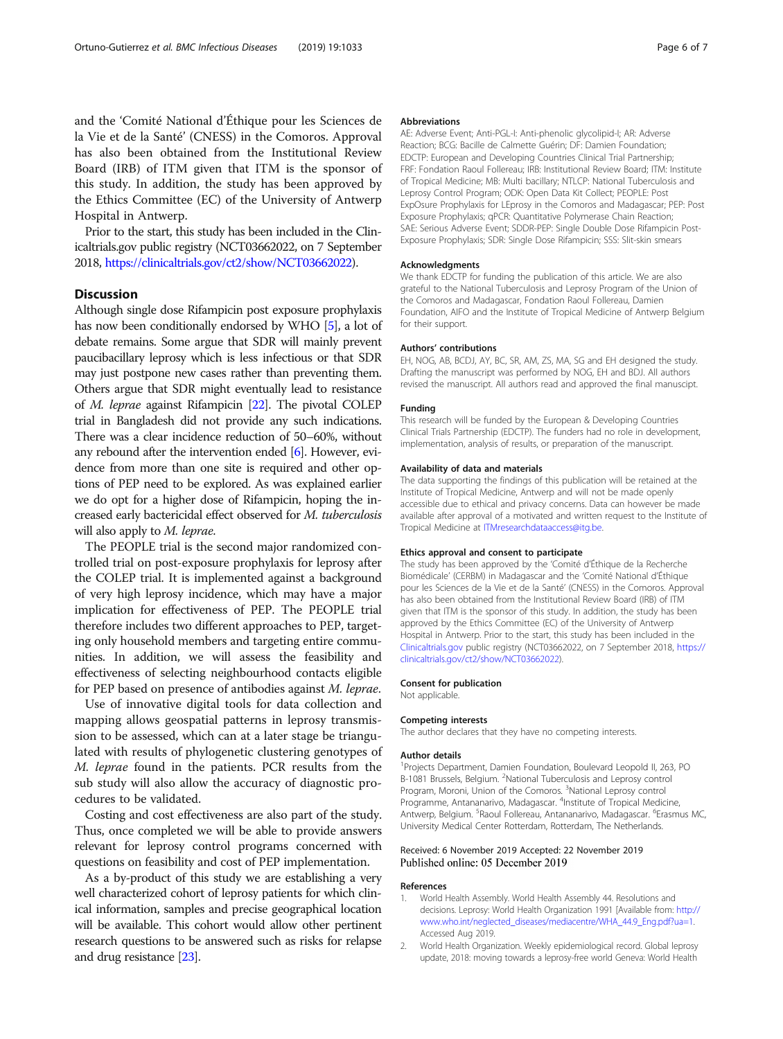and the 'Comité National d'Éthique pour les Sciences de la Vie et de la Santé' (CNESS) in the Comoros. Approval has also been obtained from the Institutional Review Board (IRB) of ITM given that ITM is the sponsor of this study. In addition, the study has been approved by the Ethics Committee (EC) of the University of Antwerp Hospital in Antwerp.

Prior to the start, this study has been included in the Clinicaltrials.gov public registry (NCT03662022, on 7 September 2018, https://clinicaltrials.gov/ct2/show/NCT03662022).

## Discussion

Although single dose Rifampicin post exposure prophylaxis has now been conditionally endorsed by WHO [5], a lot of debate remains. Some argue that SDR will mainly prevent paucibacillary leprosy which is less infectious or that SDR may just postpone new cases rather than preventing them. Others argue that SDR might eventually lead to resistance of *M. leprae* against Rifampicin [22]. The pivotal COLEP trial in Bangladesh did not provide any such indications. There was a clear incidence reduction of 50–60%, without any rebound after the intervention ended [6]. However, evidence from more than one site is required and other options of PEP need to be explored. As was explained earlier we do opt for a higher dose of Rifampicin, hoping the increased early bactericidal effect observed for *M. tuberculosis* will also apply to *M. leprae*.

The PEOPLE trial is the second major randomized controlled trial on post-exposure prophylaxis for leprosy after the COLEP trial. It is implemented against a background of very high leprosy incidence, which may have a major implication for effectiveness of PEP. The PEOPLE trial therefore includes two different approaches to PEP, targeting only household members and targeting entire communities. In addition, we will assess the feasibility and effectiveness of selecting neighbourhood contacts eligible for PEP based on presence of antibodies against *M. leprae*.

Use of innovative digital tools for data collection and mapping allows geospatial patterns in leprosy transmission to be assessed, which can at a later stage be triangulated with results of phylogenetic clustering genotypes of *M. leprae* found in the patients. PCR results from the sub study will also allow the accuracy of diagnostic procedures to be validated.

Costing and cost effectiveness are also part of the study. Thus, once completed we will be able to provide answers relevant for leprosy control programs concerned with questions on feasibility and cost of PEP implementation.

As a by-product of this study we are establishing a very well characterized cohort of leprosy patients for which clinical information, samples and precise geographical location will be available. This cohort would allow other pertinent research questions to be answered such as risks for relapse and drug resistance [23].

### Abbreviations

AE: Adverse Event; Anti-PGL-I: Anti-phenolic glycolipid-I; AR: Adverse Reaction; BCG: Bacille de Calmette Guérin; DF: Damien Foundation; EDCTP: European and Developing Countries Clinical Trial Partnership; FRF: Fondation Raoul Follereau; IRB: Institutional Review Board; ITM: Institute of Tropical Medicine; MB: Multi bacillary; NTLCP: National Tuberculosis and Leprosy Control Program; ODK: Open Data Kit Collect; PEOPLE: Post ExpOsure Prophylaxis for LEprosy in the Comoros and Madagascar; PEP: Post Exposure Prophylaxis; qPCR: Quantitative Polymerase Chain Reaction; SAE: Serious Adverse Event; SDDR-PEP: Single Double Dose Rifampicin Post-Exposure Prophylaxis; SDR: Single Dose Rifampicin; SSS: Slit-skin smears

### Acknowledgments

We thank EDCTP for funding the publication of this article. We are also grateful to the National Tuberculosis and Leprosy Program of the Union of the Comoros and Madagascar, Fondation Raoul Follereau, Damien Foundation, AIFO and the Institute of Tropical Medicine of Antwerp Belgium for their support.

### Authors' contributions

EH, NOG, AB, BCDJ, AY, BC, SR, AM, ZS, MA, SG and EH designed the study. Drafting the manuscript was performed by NOG, EH and BDJ. All authors revised the manuscript. All authors read and approved the final manuscript.

### Funding

This research will be funded by the European & Developing Countries Clinical Trials Partnership (EDCTP). The funders had no role in development, implementation, analysis of results, or preparation of the manuscript.

### Availability of data and materials

The data supporting the findings of this publication will be retained at the Institute of Tropical Medicine, Antwerp and will not be made openly accessible due to ethical and privacy concerns. Data can however be made available after approval of a motivated and written request to the Institute of Tropical Medicine at ITMresearchdataaccess@itg.be.

### Ethics approval and consent to participate

The study has been approved by the 'Comité d'Éthique de la Recherche Biomédicale' (CERBM) in Madagascar and the 'Comité National d'Éthique pour les Sciences de la Vie et de la Santé' (CNESS) in the Comoros. Approval has also been obtained from the Institutional Review Board (IRB) of ITM given that ITM is the sponsor of this study. In addition, the study has been approved by the Ethics Committee (EC) of the University of Antwerp Hospital in Antwerp. Prior to the start, this study has been included in the Clinicaltrials.gov public registry (NCT03662022, on 7 September 2018, https://clinicaltrials.gov/ct2/show/NCT03662022).

### Consent for publication

Not applicable.

### Competing interests

The author declares that they have no competing interests.

### Author details

[1]Projects Department, Damien Foundation, Boulevard Leopold II, 263, PO B-1081 Brussels, Belgium. [2]National Tuberculosis and Leprosy control Program, Moroni, Union of the Comoros. [3]National Leprosy control Programme, Antananarivo, Madagascar. [4]Institute of Tropical Medicine, Antwerp, Belgium. [5]Raoul Follereau, Antananarivo, Madagascar. [6]Erasmus MC, University Medical Center Rotterdam, Rotterdam, The Netherlands.

Received: 6 November 2019 Accepted: 22 November 2019
Published online: 05 December 2019

### References

1. World Health Assembly. World Health Assembly 44. Resolutions and decisions. Leprosy: World Health Organization 1991 [Available from: http://www.who.int/neglected_diseases/mediacentre/WHA_44.9_Eng.pdf?ua=1. Accessed Aug 2019.
2. World Health Organization. Weekly epidemiological record. Global leprosy update, 2018: moving towards a leprosy-free world Geneva: World Health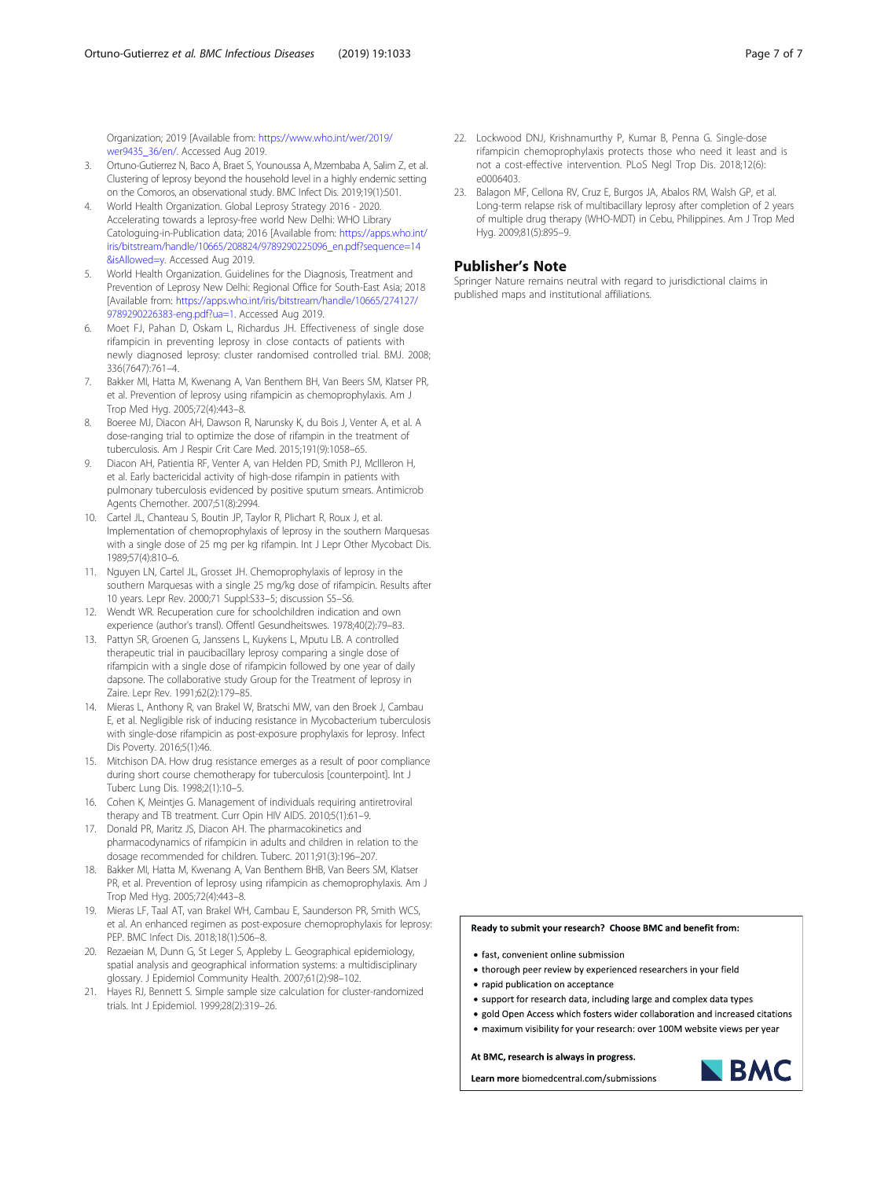Organization; 2019 [Available from: https://www.who.int/wer/2019/wer9435_36/en/. Accessed Aug 2019.

3. Ortuno-Gutierrez N, Baco A, Braet S, Younoussa A, Mzembaba A, Salim Z, et al. Clustering of leprosy beyond the household level in a highly endemic setting on the Comoros, an observational study. BMC Infect Dis. 2019;19(1):501.
4. World Health Organization. Global Leprosy Strategy 2016 - 2020. Accelerating towards a leprosy-free world New Delhi: WHO Library Catologuing-in-Publication data; 2016 [Available from: https://apps.who.int/iris/bitstream/handle/10665/208824/9789290225096_en.pdf?sequence=14&isAllowed=y. Accessed Aug 2019.
5. World Health Organization. Guidelines for the Diagnosis, Treatment and Prevention of Leprosy New Delhi: Regional Office for South-East Asia; 2018 [Available from: https://apps.who.int/iris/bitstream/handle/10665/274127/9789290226383-eng.pdf?ua=1. Accessed Aug 2019.
6. Moet FJ, Pahan D, Oskam L, Richardus JH. Effectiveness of single dose rifampicin in preventing leprosy in close contacts of patients with newly diagnosed leprosy: cluster randomised controlled trial. BMJ. 2008; 336(7647):761–4.
7. Bakker MI, Hatta M, Kwenang A, Van Benthem BH, Van Beers SM, Klatser PR, et al. Prevention of leprosy using rifampicin as chemoprophylaxis. Am J Trop Med Hyg. 2005;72(4):443–8.
8. Boeree MJ, Diacon AH, Dawson R, Narunsky K, du Bois J, Venter A, et al. A dose-ranging trial to optimize the dose of rifampin in the treatment of tuberculosis. Am J Respir Crit Care Med. 2015;191(9):1058–65.
9. Diacon AH, Patientia RF, Venter A, van Helden PD, Smith PJ, McIlleron H, et al. Early bactericidal activity of high-dose rifampin in patients with pulmonary tuberculosis evidenced by positive sputum smears. Antimicrob Agents Chemother. 2007;51(8):2994.
10. Cartel JL, Chanteau S, Boutin JP, Taylor R, Plichart R, Roux J, et al. Implementation of chemoprophylaxis of leprosy in the southern Marquesas with a single dose of 25 mg per kg rifampin. Int J Lepr Other Mycobact Dis. 1989;57(4):810–6.
11. Nguyen LN, Cartel JL, Grosset JH. Chemoprophylaxis of leprosy in the southern Marquesas with a single 25 mg/kg dose of rifampicin. Results after 10 years. Lepr Rev. 2000;71 Suppl:S33–5; discussion S5–S6.
12. Wendt WR. Recuperation cure for schoolchildren indication and own experience (author's transl). Offentl Gesundheitswes. 1978;40(2):79–83.
13. Pattyn SR, Groenen G, Janssens L, Kuykens L, Mputu LB. A controlled therapeutic trial in paucibacillary leprosy comparing a single dose of rifampicin with a single dose of rifampicin followed by one year of daily dapsone. The collaborative study Group for the Treatment of leprosy in Zaire. Lepr Rev. 1991;62(2):179–85.
14. Mieras L, Anthony R, van Brakel W, Bratschi MW, van den Broek J, Cambau E, et al. Negligible risk of inducing resistance in Mycobacterium tuberculosis with single-dose rifampicin as post-exposure prophylaxis for leprosy. Infect Dis Poverty. 2016;5(1):46.
15. Mitchison DA. How drug resistance emerges as a result of poor compliance during short course chemotherapy for tuberculosis [counterpoint]. Int J Tuberc Lung Dis. 1998;2(1):10–5.
16. Cohen K, Meintjes G. Management of individuals requiring antiretroviral therapy and TB treatment. Curr Opin HIV AIDS. 2010;5(1):61–9.
17. Donald PR, Maritz JS, Diacon AH. The pharmacokinetics and pharmacodynamics of rifampicin in adults and children in relation to the dosage recommended for children. Tuberc. 2011;91(3):196–207.
18. Bakker MI, Hatta M, Kwenang A, Van Benthem BHB, Van Beers SM, Klatser PR, et al. Prevention of leprosy using rifampicin as chemoprophylaxis. Am J Trop Med Hyg. 2005;72(4):443–8.
19. Mieras LF, Taal AT, van Brakel WH, Cambau E, Saunderson PR, Smith WCS, et al. An enhanced regimen as post-exposure chemoprophylaxis for leprosy: PEP. BMC Infect Dis. 2018;18(1):506–8.
20. Rezaeian M, Dunn G, St Leger S, Appleby L. Geographical epidemiology, spatial analysis and geographical information systems: a multidisciplinary glossary. J Epidemiol Community Health. 2007;61(2):98–102.
21. Hayes RJ, Bennett S. Simple sample size calculation for cluster-randomized trials. Int J Epidemiol. 1999;28(2):319–26.
22. Lockwood DNJ, Krishnamurthy P, Kumar B, Penna G. Single-dose rifampicin chemoprophylaxis protects those who need it least and is not a cost-effective intervention. PLoS Negl Trop Dis. 2018;12(6): e0006403.
23. Balagon MF, Cellona RV, Cruz E, Burgos JA, Abalos RM, Walsh GP, et al. Long-term relapse risk of multibacillary leprosy after completion of 2 years of multiple drug therapy (WHO-MDT) in Cebu, Philippines. Am J Trop Med Hyg. 2009;81(5):895–9.

## Publisher's Note

Springer Nature remains neutral with regard to jurisdictional claims in published maps and institutional affiliations.

**Ready to submit your research? Choose BMC and benefit from:**

- fast, convenient online submission
- thorough peer review by experienced researchers in your field
- rapid publication on acceptance
- support for research data, including large and complex data types
- gold Open Access which fosters wider collaboration and increased citations
- maximum visibility for your research: over 100M website views per year

**At BMC, research is always in progress.**

**Learn more** biomedcentral.com/submissions

BMC